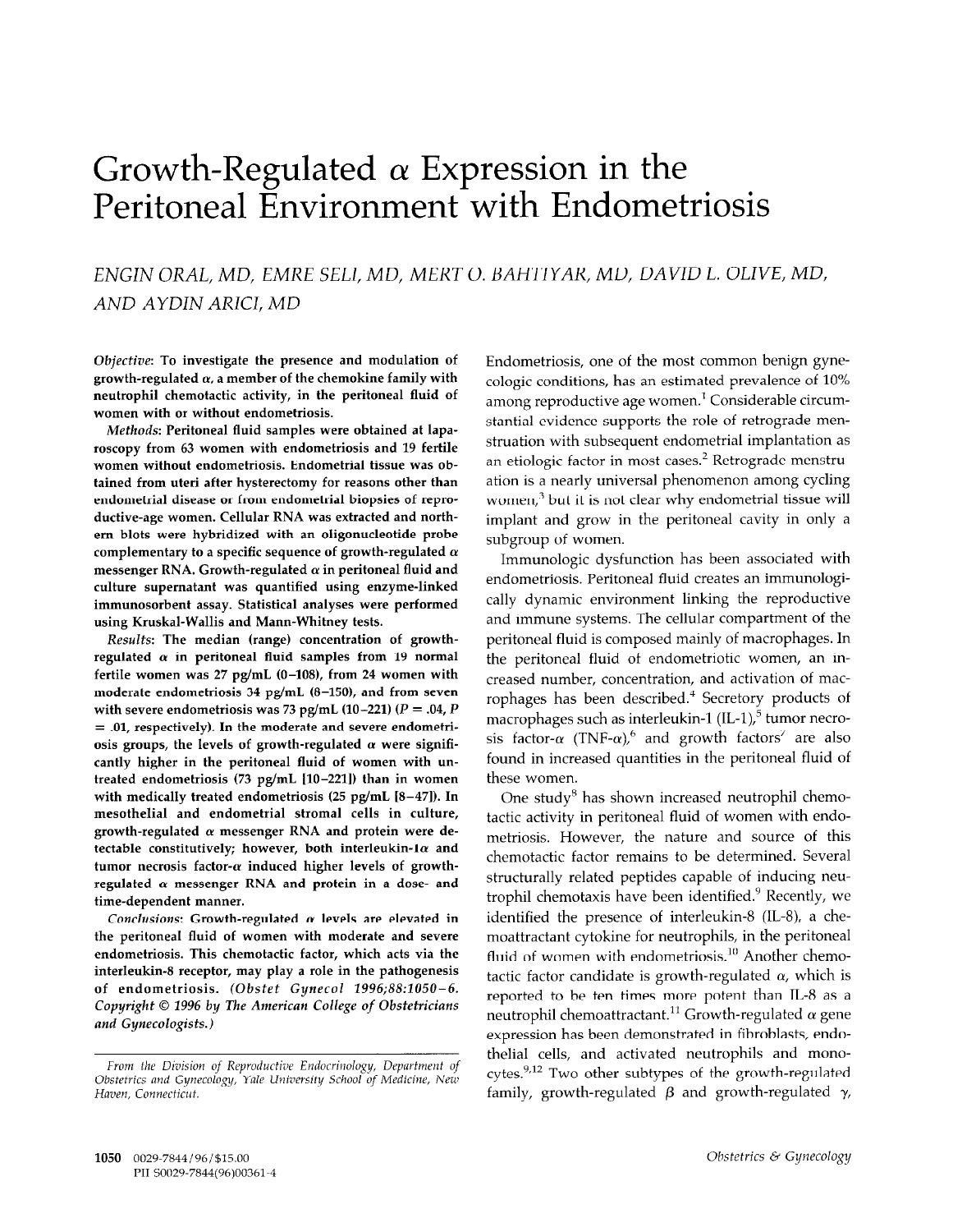# Growth-Regulated α Expression in the Peritoneal Environment with Endometriosis

*ENGIN ORAL, MD, EMRE SELI, MD, MERT O. BAHTIYAR, MD, DAVID L. OLIVE, MD, AND AYDIN ARICI, MD*

***Objective:*** **To investigate the presence and modulation of growth-regulated α, a member of the chemokine family with neutrophil chemotactic activity, in the peritoneal fluid of women with or without endometriosis.**

***Methods:*** **Peritoneal fluid samples were obtained at laparoscopy from 63 women with endometriosis and 19 fertile women without endometriosis. Endometrial tissue was obtained from uteri after hysterectomy for reasons other than endometrial disease or from endometrial biopsies of reproductive-age women. Cellular RNA was extracted and northern blots were hybridized with an oligonucleotide probe complementary to a specific sequence of growth-regulated α messenger RNA. Growth-regulated α in peritoneal fluid and culture supernatant was quantified using enzyme-linked immunosorbent assay. Statistical analyses were performed using Kruskal-Wallis and Mann-Whitney tests.**

***Results:*** **The median (range) concentration of growth-regulated α in peritoneal fluid samples from 19 normal fertile women was 27 pg/mL (0–108), from 24 women with moderate endometriosis 34 pg/mL (8–150), and from seven with severe endometriosis was 73 pg/mL (10–221) ($P = .04$, $P = .01$, respectively). In the moderate and severe endometriosis groups, the levels of growth-regulated α were significantly higher in the peritoneal fluid of women with untreated endometriosis (73 pg/mL [10–221]) than in women with medically treated endometriosis (25 pg/mL [8–47]). In mesothelial and endometrial stromal cells in culture, growth-regulated α messenger RNA and protein were detectable constitutively; however, both interleukin-1α and tumor necrosis factor-α induced higher levels of growth-regulated α messenger RNA and protein in a dose- and time-dependent manner.**

***Conclusions:*** **Growth-regulated α levels are elevated in the peritoneal fluid of women with moderate and severe endometriosis. This chemotactic factor, which acts via the interleukin-8 receptor, may play a role in the pathogenesis of endometriosis. *(Obstet Gynecol 1996;88:1050–6. Copyright © 1996 by The American College of Obstetricians and Gynecologists.)***

*From the Division of Reproductive Endocrinology, Department of Obstetrics and Gynecology, Yale University School of Medicine, New Haven, Connecticut.*

Endometriosis, one of the most common benign gynecologic conditions, has an estimated prevalence of 10% among reproductive age women.[1] Considerable circumstantial evidence supports the role of retrograde menstruation with subsequent endometrial implantation as an etiologic factor in most cases.[2] Retrograde menstruation is a nearly universal phenomenon among cycling women,[3] but it is not clear why endometrial tissue will implant and grow in the peritoneal cavity in only a subgroup of women.

Immunologic dysfunction has been associated with endometriosis. Peritoneal fluid creates an immunologically dynamic environment linking the reproductive and immune systems. The cellular compartment of the peritoneal fluid is composed mainly of macrophages. In the peritoneal fluid of endometriotic women, an increased number, concentration, and activation of macrophages has been described.[4] Secretory products of macrophages such as interleukin-1 (IL-1),[5] tumor necrosis factor-α (TNF-α),[6] and growth factors[7] are also found in increased quantities in the peritoneal fluid of these women.

One study[8] has shown increased neutrophil chemotactic activity in peritoneal fluid of women with endometriosis. However, the nature and source of this chemotactic factor remains to be determined. Several structurally related peptides capable of inducing neutrophil chemotaxis have been identified.[9] Recently, we identified the presence of interleukin-8 (IL-8), a chemoattractant cytokine for neutrophils, in the peritoneal fluid of women with endometriosis.[10] Another chemotactic factor candidate is growth-regulated α, which is reported to be ten times more potent than IL-8 as a neutrophil chemoattractant.[11] Growth-regulated α gene expression has been demonstrated in fibroblasts, endothelial cells, and activated neutrophils and monocytes.[9,12] Two other subtypes of the growth-regulated family, growth-regulated β and growth-regulated γ,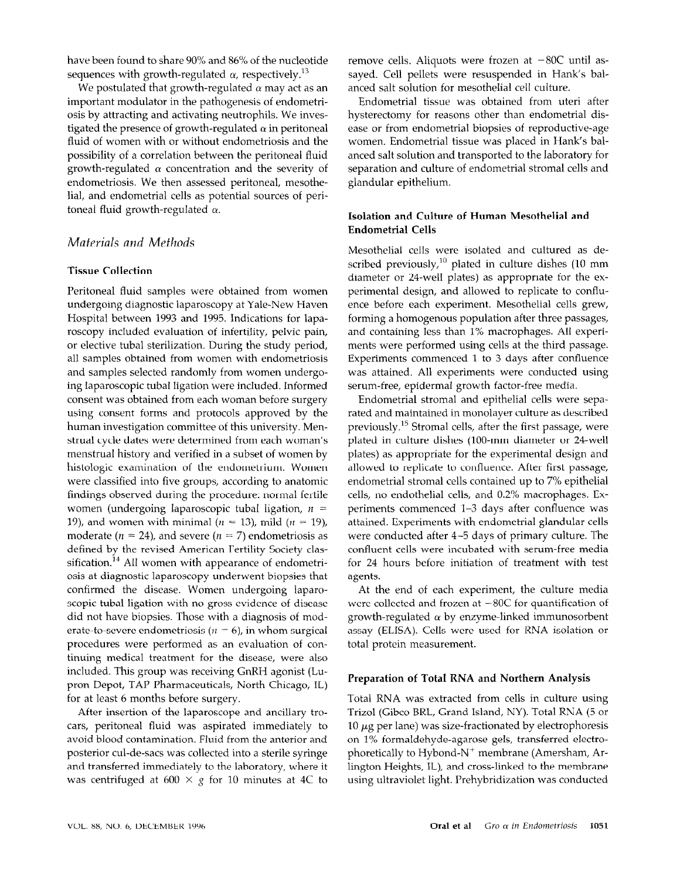have been found to share 90% and 86% of the nucleotide sequences with growth-regulated $\alpha$, respectively.[13]

We postulated that growth-regulated $\alpha$ may act as an important modulator in the pathogenesis of endometriosis by attracting and activating neutrophils. We investigated the presence of growth-regulated $\alpha$ in peritoneal fluid of women with or without endometriosis and the possibility of a correlation between the peritoneal fluid growth-regulated $\alpha$ concentration and the severity of endometriosis. We then assessed peritoneal, mesothelial, and endometrial cells as potential sources of peritoneal fluid growth-regulated $\alpha$.

## *Materials and Methods*

### Tissue Collection

Peritoneal fluid samples were obtained from women undergoing diagnostic laparoscopy at Yale-New Haven Hospital between 1993 and 1995. Indications for laparoscopy included evaluation of infertility, pelvic pain, or elective tubal sterilization. During the study period, all samples obtained from women with endometriosis and samples selected randomly from women undergoing laparoscopic tubal ligation were included. Informed consent was obtained from each woman before surgery using consent forms and protocols approved by the human investigation committee of this university. Menstrual cycle dates were determined from each woman's menstrual history and verified in a subset of women by histologic examination of the endometrium. Women were classified into five groups, according to anatomic findings observed during the procedure: normal fertile women (undergoing laparoscopic tubal ligation, $n = 19$), and women with minimal ($n = 13$), mild ($n = 19$), moderate ($n = 24$), and severe ($n = 7$) endometriosis as defined by the revised American Fertility Society classification.[14] All women with appearance of endometriosis at diagnostic laparoscopy underwent biopsies that confirmed the disease. Women undergoing laparoscopic tubal ligation with no gross evidence of disease did not have biopsies. Those with a diagnosis of moderate-to-severe endometriosis ($n = 6$), in whom surgical procedures were performed as an evaluation of continuing medical treatment for the disease, were also included. This group was receiving GnRH agonist (Lupron Depot, TAP Pharmaceuticals, North Chicago, IL) for at least 6 months before surgery.

After insertion of the laparoscope and ancillary trocars, peritoneal fluid was aspirated immediately to avoid blood contamination. Fluid from the anterior and posterior cul-de-sacs was collected into a sterile syringe and transferred immediately to the laboratory, where it was centrifuged at $600 \times g$ for 10 minutes at 4C to remove cells. Aliquots were frozen at −80C until assayed. Cell pellets were resuspended in Hank's balanced salt solution for mesothelial cell culture.

Endometrial tissue was obtained from uteri after hysterectomy for reasons other than endometrial disease or from endometrial biopsies of reproductive-age women. Endometrial tissue was placed in Hank's balanced salt solution and transported to the laboratory for separation and culture of endometrial stromal cells and glandular epithelium.

### Isolation and Culture of Human Mesothelial and Endometrial Cells

Mesothelial cells were isolated and cultured as described previously,[10] plated in culture dishes (10 mm diameter or 24-well plates) as appropriate for the experimental design, and allowed to replicate to confluence before each experiment. Mesothelial cells grew, forming a homogenous population after three passages, and containing less than 1% macrophages. All experiments were performed using cells at the third passage. Experiments commenced 1 to 3 days after confluence was attained. All experiments were conducted using serum-free, epidermal growth factor-free media.

Endometrial stromal and epithelial cells were separated and maintained in monolayer culture as described previously.[15] Stromal cells, after the first passage, were plated in culture dishes (100-mm diameter or 24-well plates) as appropriate for the experimental design and allowed to replicate to confluence. After first passage, endometrial stromal cells contained up to 7% epithelial cells, no endothelial cells, and 0.2% macrophages. Experiments commenced 1–3 days after confluence was attained. Experiments with endometrial glandular cells were conducted after 4–5 days of primary culture. The confluent cells were incubated with serum-free media for 24 hours before initiation of treatment with test agents.

At the end of each experiment, the culture media were collected and frozen at −80C for quantification of growth-regulated $\alpha$ by enzyme-linked immunosorbent assay (ELISA). Cells were used for RNA isolation or total protein measurement.

### Preparation of Total RNA and Northern Analysis

Total RNA was extracted from cells in culture using Trizol (Gibco BRL, Grand Island, NY). Total RNA (5 or 10 $\mu$g per lane) was size-fractionated by electrophoresis on 1% formaldehyde-agarose gels, transferred electrophoretically to Hybond-N$^+$ membrane (Amersham, Arlington Heights, IL), and cross-linked to the membrane using ultraviolet light. Prehybridization was conducted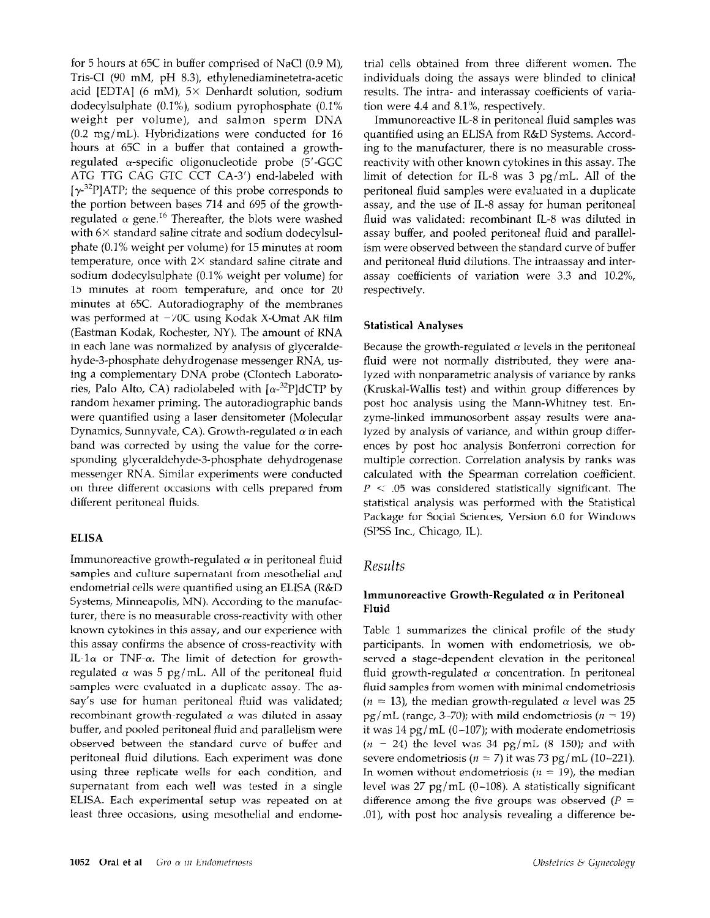for 5 hours at 65C in buffer comprised of NaCl (0.9 M), Tris-Cl (90 mM, pH 8.3), ethylenediaminetetra-acetic acid [EDTA] (6 mM), 5× Denhardt solution, sodium dodecylsulphate (0.1%), sodium pyrophosphate (0.1% weight per volume), and salmon sperm DNA (0.2 mg/mL). Hybridizations were conducted for 16 hours at 65C in a buffer that contained a growth-regulated α-specific oligonucleotide probe (5′-GGC ATG TTG CAG GTC CCT CA-3′) end-labeled with [$\gamma$-$^{32}$P]ATP; the sequence of this probe corresponds to the portion between bases 714 and 695 of the growth-regulated α gene.[16] Thereafter, the blots were washed with 6× standard saline citrate and sodium dodecylsulphate (0.1% weight per volume) for 15 minutes at room temperature, once with 2× standard saline citrate and sodium dodecylsulphate (0.1% weight per volume) for 15 minutes at room temperature, and once for 20 minutes at 65C. Autoradiography of the membranes was performed at −70C using Kodak X-Omat AR film (Eastman Kodak, Rochester, NY). The amount of RNA in each lane was normalized by analysis of glyceraldehyde-3-phosphate dehydrogenase messenger RNA, using a complementary DNA probe (Clontech Laboratories, Palo Alto, CA) radiolabeled with [$\alpha$-$^{32}$P]dCTP by random hexamer priming. The autoradiographic bands were quantified using a laser densitometer (Molecular Dynamics, Sunnyvale, CA). Growth-regulated α in each band was corrected by using the value for the corresponding glyceraldehyde-3-phosphate dehydrogenase messenger RNA. Similar experiments were conducted on three different occasions with cells prepared from different peritoneal fluids.

### ELISA

Immunoreactive growth-regulated α in peritoneal fluid samples and culture supernatant from mesothelial and endometrial cells were quantified using an ELISA (R&D Systems, Minneapolis, MN). According to the manufacturer, there is no measurable cross-reactivity with other known cytokines in this assay, and our experience with this assay confirms the absence of cross-reactivity with IL-1α or TNF-α. The limit of detection for growth-regulated α was 5 pg/mL. All of the peritoneal fluid samples were evaluated in a duplicate assay. The assay's use for human peritoneal fluid was validated; recombinant growth-regulated α was diluted in assay buffer, and pooled peritoneal fluid and parallelism were observed between the standard curve of buffer and peritoneal fluid dilutions. Each experiment was done using three replicate wells for each condition, and supernatant from each well was tested in a single ELISA. Each experimental setup was repeated on at least three occasions, using mesothelial and endometrial cells obtained from three different women. The individuals doing the assays were blinded to clinical results. The intra- and interassay coefficients of variation were 4.4 and 8.1%, respectively.

Immunoreactive IL-8 in peritoneal fluid samples was quantified using an ELISA from R&D Systems. According to the manufacturer, there is no measurable cross-reactivity with other known cytokines in this assay. The limit of detection for IL-8 was 3 pg/mL. All of the peritoneal fluid samples were evaluated in a duplicate assay, and the use of IL-8 assay for human peritoneal fluid was validated: recombinant IL-8 was diluted in assay buffer, and pooled peritoneal fluid and parallelism were observed between the standard curve of buffer and peritoneal fluid dilutions. The intraassay and interassay coefficients of variation were 3.3 and 10.2%, respectively.

### Statistical Analyses

Because the growth-regulated α levels in the peritoneal fluid were not normally distributed, they were analyzed with nonparametric analysis of variance by ranks (Kruskal-Wallis test) and within group differences by post hoc analysis using the Mann-Whitney test. Enzyme-linked immunosorbent assay results were analyzed by analysis of variance, and within group differences by post hoc analysis Bonferroni correction for multiple correction. Correlation analysis by ranks was calculated with the Spearman correlation coefficient. $P < .05$ was considered statistically significant. The statistical analysis was performed with the Statistical Package for Social Sciences, Version 6.0 for Windows (SPSS Inc., Chicago, IL).

## *Results*

### Immunoreactive Growth-Regulated α in Peritoneal Fluid

Table 1 summarizes the clinical profile of the study participants. In women with endometriosis, we observed a stage-dependent elevation in the peritoneal fluid growth-regulated α concentration. In peritoneal fluid samples from women with minimal endometriosis ($n = 13$), the median growth-regulated α level was 25 pg/mL (range, 3–70); with mild endometriosis ($n = 19$) it was 14 pg/mL (0–107); with moderate endometriosis ($n = 24$) the level was 34 pg/mL (8–150); and with severe endometriosis ($n = 7$) it was 73 pg/mL (10–221). In women without endometriosis ($n = 19$), the median level was 27 pg/mL (0–108). A statistically significant difference among the five groups was observed ($P = .01$), with post hoc analysis revealing a difference be-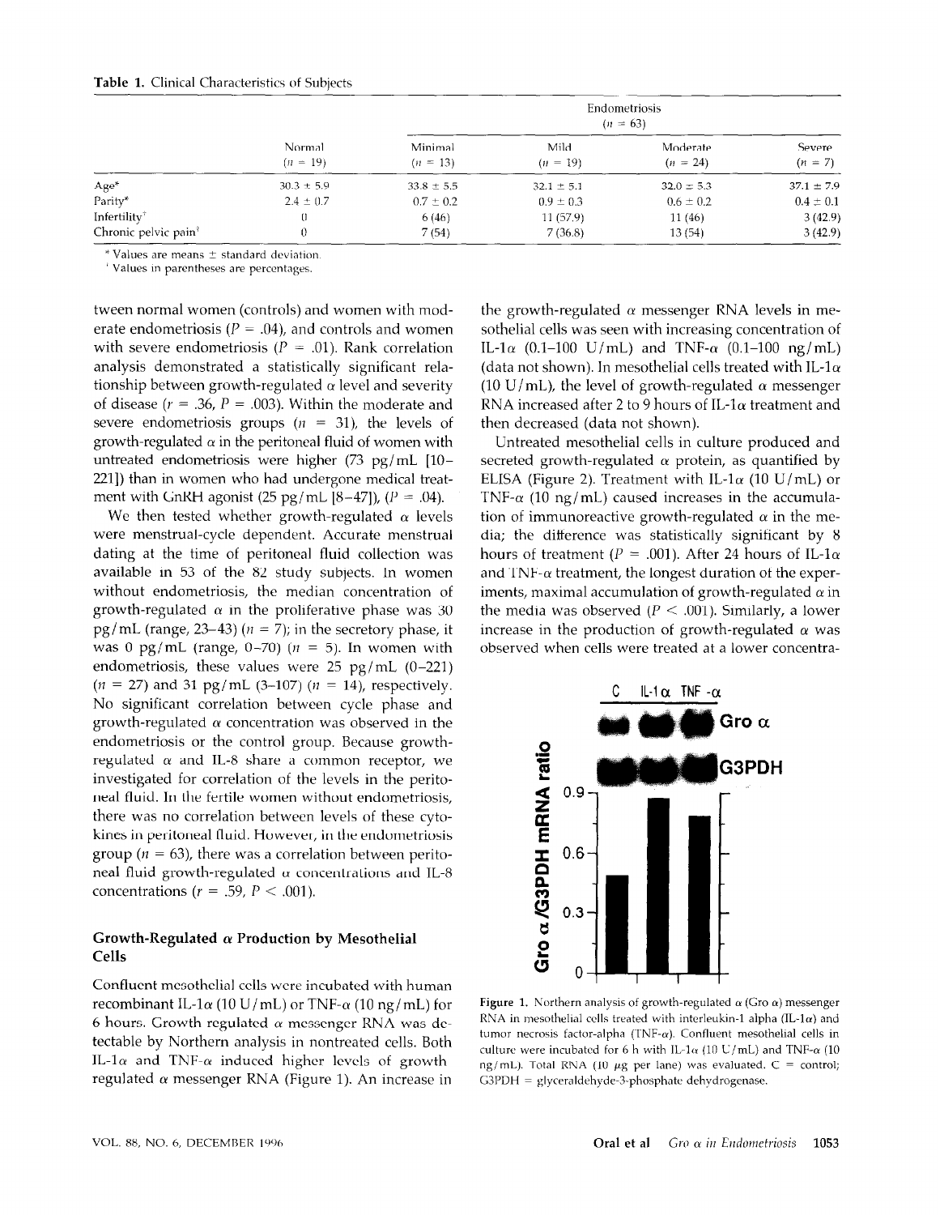**Table 1.** Clinical Characteristics of Subjects

| | Normal ($n$ = 19) | Endometriosis ($n$ = 63) Minimal ($n$ = 13) | Mild ($n$ = 19) | Moderate ($n$ = 24) | Severe ($n$ = 7) |
|---|---|---|---|---|---|
| Age* | 30.3 ± 5.9 | 33.8 ± 5.5 | 32.1 ± 5.1 | 32.0 ± 5.3 | 37.1 ± 7.9 |
| Parity* | 2.4 ± 0.7 | 0.7 ± 0.2 | 0.9 ± 0.3 | 0.6 ± 0.2 | 0.4 ± 0.1 |
| Infertility† | 0 | 6 (46) | 11 (57.9) | 11 (46) | 3 (42.9) |
| Chronic pelvic pain† | 0 | 7 (54) | 7 (36.8) | 13 (54) | 3 (42.9) |

\* Values are means ± standard deviation.
† Values in parentheses are percentages.

tween normal women (controls) and women with moderate endometriosis ($P$ = .04), and controls and women with severe endometriosis ($P$ = .01). Rank correlation analysis demonstrated a statistically significant relationship between growth-regulated α level and severity of disease ($r$ = .36, $P$ = .003). Within the moderate and severe endometriosis groups ($n$ = 31), the levels of growth-regulated α in the peritoneal fluid of women with untreated endometriosis were higher (73 pg/mL [10–221]) than in women who had undergone medical treatment with GnRH agonist (25 pg/mL [8–47]), ($P$ = .04).

We then tested whether growth-regulated α levels were menstrual-cycle dependent. Accurate menstrual dating at the time of peritoneal fluid collection was available in 53 of the 82 study subjects. In women without endometriosis, the median concentration of growth-regulated α in the proliferative phase was 30 pg/mL (range, 23–43) ($n$ = 7); in the secretory phase, it was 0 pg/mL (range, 0–70) ($n$ = 5). In women with endometriosis, these values were 25 pg/mL (0–221) ($n$ = 27) and 31 pg/mL (3–107) ($n$ = 14), respectively. No significant correlation between cycle phase and growth-regulated α concentration was observed in the endometriosis or the control group. Because growth-regulated α and IL-8 share a common receptor, we investigated for correlation of the levels in the peritoneal fluid. In the fertile women without endometriosis, there was no correlation between levels of these cytokines in peritoneal fluid. However, in the endometriosis group ($n$ = 63), there was a correlation between peritoneal fluid growth-regulated α concentrations and IL-8 concentrations ($r$ = .59, $P$ < .001).

## Growth-Regulated α Production by Mesothelial Cells

Confluent mesothelial cells were incubated with human recombinant IL-1α (10 U/mL) or TNF-α (10 ng/mL) for 6 hours. Growth regulated α messenger RNA was detectable by Northern analysis in nontreated cells. Both IL-1α and TNF-α induced higher levels of growth regulated α messenger RNA (Figure 1). An increase in the growth-regulated α messenger RNA levels in mesothelial cells was seen with increasing concentration of IL-1α (0.1–100 U/mL) and TNF-α (0.1–100 ng/mL) (data not shown). In mesothelial cells treated with IL-1α (10 U/mL), the level of growth-regulated α messenger RNA increased after 2 to 9 hours of IL-1α treatment and then decreased (data not shown).

Untreated mesothelial cells in culture produced and secreted growth-regulated α protein, as quantified by ELISA (Figure 2). Treatment with IL-1α (10 U/mL) or TNF-α (10 ng/mL) caused increases in the accumulation of immunoreactive growth-regulated α in the media; the difference was statistically significant by 8 hours of treatment ($P$ = .001). After 24 hours of IL-1α and TNF-α treatment, the longest duration of the experiments, maximal accumulation of growth-regulated α in the media was observed ($P$ < .001). Similarly, a lower increase in the production of growth-regulated α was observed when cells were treated at a lower concentra-

**Figure 1.** Northern analysis of growth-regulated α (Gro α) messenger RNA in mesothelial cells treated with interleukin-1 alpha (IL-1α) and tumor necrosis factor-alpha (TNF-α). Confluent mesothelial cells in culture were incubated for 6 h with IL-1α (10 U/mL) and TNF-α (10 ng/mL). Total RNA (10 μg per lane) was evaluated. C = control; G3PDH = glyceraldehyde-3-phosphate dehydrogenase.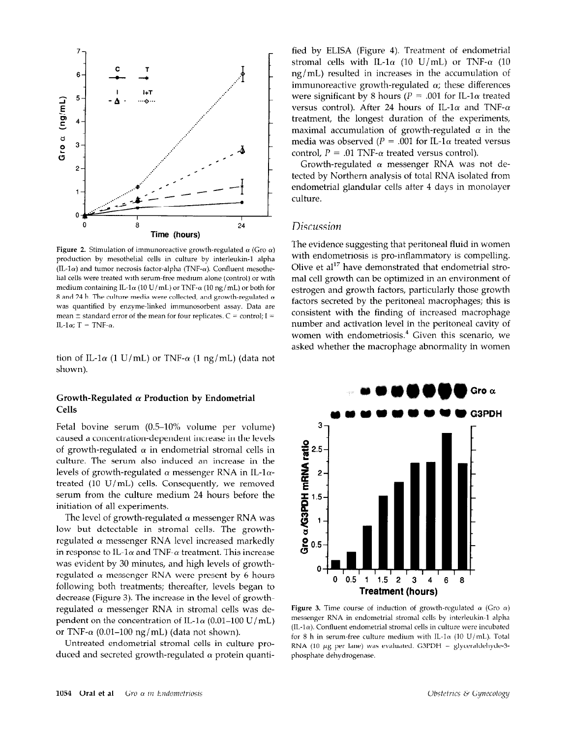Figure 2. Stimulation of immunoreactive growth-regulated α (Gro α) production by mesothelial cells in culture by interleukin-1 alpha (IL-1α) and tumor necrosis factor-alpha (TNF-α). Confluent mesothelial cells were treated with serum-free medium alone (control) or with medium containing IL-1α (10 U/mL) or TNF-α (10 ng/mL) or both for 8 and 24 h. The culture media were collected, and growth-regulated α was quantified by enzyme-linked immunosorbent assay. Data are mean ± standard error of the mean for four replicates. C = control; I = IL-1α; T = TNF-α.

tion of IL-1α (1 U/mL) or TNF-α (1 ng/mL) (data not shown).

### Growth-Regulated α Production by Endometrial Cells

Fetal bovine serum (0.5–10% volume per volume) caused a concentration-dependent increase in the levels of growth-regulated α in endometrial stromal cells in culture. The serum also induced an increase in the levels of growth-regulated α messenger RNA in IL-1α-treated (10 U/mL) cells. Consequently, we removed serum from the culture medium 24 hours before the initiation of all experiments.

The level of growth-regulated α messenger RNA was low but detectable in stromal cells. The growth-regulated α messenger RNA level increased markedly in response to IL-1α and TNF-α treatment. This increase was evident by 30 minutes, and high levels of growth-regulated α messenger RNA were present by 6 hours following both treatments; thereafter, levels began to decrease (Figure 3). The increase in the level of growth-regulated α messenger RNA in stromal cells was dependent on the concentration of IL-1α (0.01–100 U/mL) or TNF-α (0.01–100 ng/mL) (data not shown).

Untreated endometrial stromal cells in culture produced and secreted growth-regulated α protein quantified by ELISA (Figure 4). Treatment of endometrial stromal cells with IL-1α (10 U/mL) or TNF-α (10 ng/mL) resulted in increases in the accumulation of immunoreactive growth-regulated α; these differences were significant by 8 hours ($P = .001$ for IL-1α treated versus control). After 24 hours of IL-1α and TNF-α treatment, the longest duration of the experiments, maximal accumulation of growth-regulated α in the media was observed ($P = .001$ for IL-1α treated versus control, $P = .01$ TNF-α treated versus control).

Growth-regulated α messenger RNA was not detected by Northern analysis of total RNA isolated from endometrial glandular cells after 4 days in monolayer culture.

## Discussion

The evidence suggesting that peritoneal fluid in women with endometriosis is pro-inflammatory is compelling. Olive et al[17] have demonstrated that endometrial stromal cell growth can be optimized in an environment of estrogen and growth factors, particularly those growth factors secreted by the peritoneal macrophages; this is consistent with the finding of increased macrophage number and activation level in the peritoneal cavity of women with endometriosis.[4] Given this scenario, we asked whether the macrophage abnormality in women

Figure 3. Time course of induction of growth-regulated α (Gro α) messenger RNA in endometrial stromal cells by interleukin-1 alpha (IL-1α). Confluent endometrial stromal cells in culture were incubated for 8 h in serum-free culture medium with IL-1α (10 U/mL). Total RNA (10 μg per lane) was evaluated. G3PDH = glyceraldehyde-3-phosphate dehydrogenase.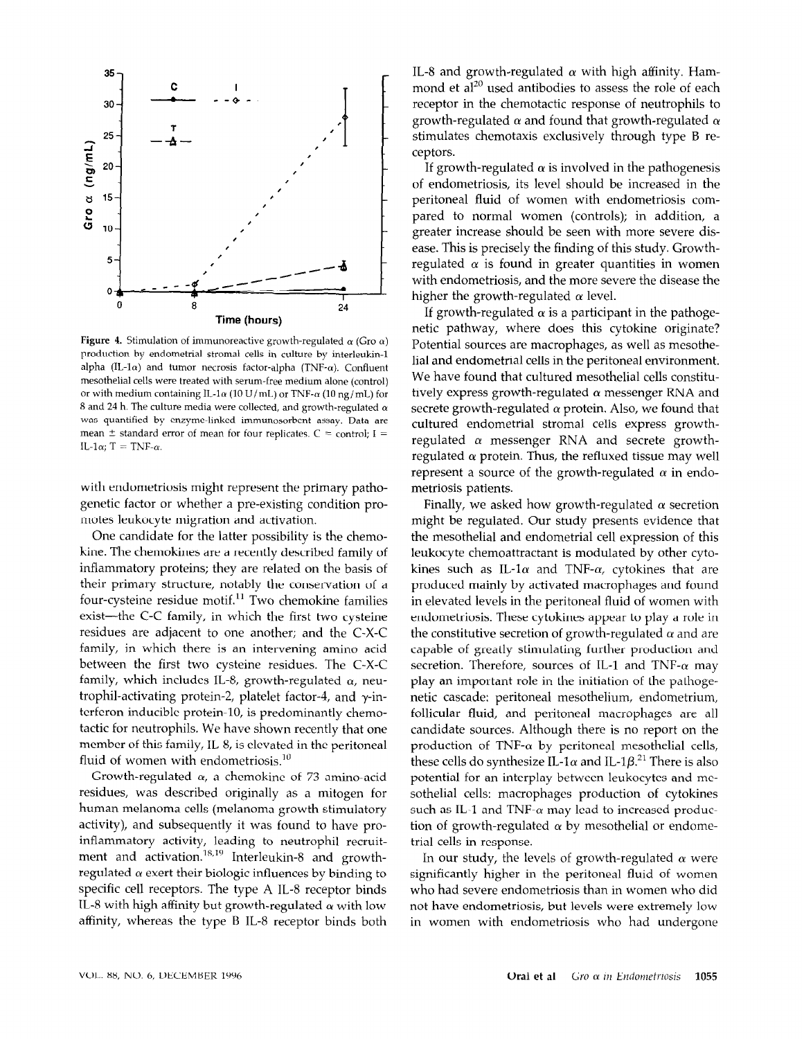Figure 4. Stimulation of immunoreactive growth-regulated α (Gro α) production by endometrial stromal cells in culture by interleukin-1 alpha (IL-1α) and tumor necrosis factor-alpha (TNF-α). Confluent mesothelial cells were treated with serum-free medium alone (control) or with medium containing IL-1α (10 U/mL) or TNF-α (10 ng/mL) for 8 and 24 h. The culture media were collected, and growth-regulated α was quantified by enzyme-linked immunosorbent assay. Data are mean ± standard error of mean for four replicates. C = control; I = IL-1α; T = TNF-α.

with endometriosis might represent the primary pathogenetic factor or whether a pre-existing condition promotes leukocyte migration and activation.

One candidate for the latter possibility is the chemokine. The chemokines are a recently described family of inflammatory proteins; they are related on the basis of their primary structure, notably the conservation of a four-cysteine residue motif.[11] Two chemokine families exist—the C-C family, in which the first two cysteine residues are adjacent to one another; and the C-X-C family, in which there is an intervening amino acid between the first two cysteine residues. The C-X-C family, which includes IL-8, growth-regulated α, neutrophil-activating protein-2, platelet factor-4, and γ-interferon inducible protein-10, is predominantly chemotactic for neutrophils. We have shown recently that one member of this family, IL 8, is elevated in the peritoneal fluid of women with endometriosis.[10]

Growth-regulated α, a chemokine of 73 amino-acid residues, was described originally as a mitogen for human melanoma cells (melanoma growth stimulatory activity), and subsequently it was found to have proinflammatory activity, leading to neutrophil recruitment and activation.[18,19] Interleukin-8 and growth-regulated α exert their biologic influences by binding to specific cell receptors. The type A IL-8 receptor binds IL-8 with high affinity but growth-regulated α with low affinity, whereas the type B IL-8 receptor binds both IL-8 and growth-regulated α with high affinity. Hammond et al[20] used antibodies to assess the role of each receptor in the chemotactic response of neutrophils to growth-regulated α and found that growth-regulated α stimulates chemotaxis exclusively through type B receptors.

If growth-regulated α is involved in the pathogenesis of endometriosis, its level should be increased in the peritoneal fluid of women with endometriosis compared to normal women (controls); in addition, a greater increase should be seen with more severe disease. This is precisely the finding of this study. Growth-regulated α is found in greater quantities in women with endometriosis, and the more severe the disease the higher the growth-regulated α level.

If growth-regulated α is a participant in the pathogenetic pathway, where does this cytokine originate? Potential sources are macrophages, as well as mesothelial and endometrial cells in the peritoneal environment. We have found that cultured mesothelial cells constitutively express growth-regulated α messenger RNA and secrete growth-regulated α protein. Also, we found that cultured endometrial stromal cells express growth-regulated α messenger RNA and secrete growth-regulated α protein. Thus, the refluxed tissue may well represent a source of the growth-regulated α in endometriosis patients.

Finally, we asked how growth-regulated α secretion might be regulated. Our study presents evidence that the mesothelial and endometrial cell expression of this leukocyte chemoattractant is modulated by other cytokines such as IL-1α and TNF-α, cytokines that are produced mainly by activated macrophages and found in elevated levels in the peritoneal fluid of women with endometriosis. These cytokines appear to play a role in the constitutive secretion of growth-regulated α and are capable of greatly stimulating further production and secretion. Therefore, sources of IL-1 and TNF-α may play an important role in the initiation of the pathogenetic cascade: peritoneal mesothelium, endometrium, follicular fluid, and peritoneal macrophages are all candidate sources. Although there is no report on the production of TNF-α by peritoneal mesothelial cells, these cells do synthesize IL-1α and IL-1β.[21] There is also potential for an interplay between leukocytes and mesothelial cells: macrophages production of cytokines such as IL-1 and TNF-α may lead to increased production of growth-regulated α by mesothelial or endometrial cells in response.

In our study, the levels of growth-regulated α were significantly higher in the peritoneal fluid of women who had severe endometriosis than in women who did not have endometriosis, but levels were extremely low in women with endometriosis who had undergone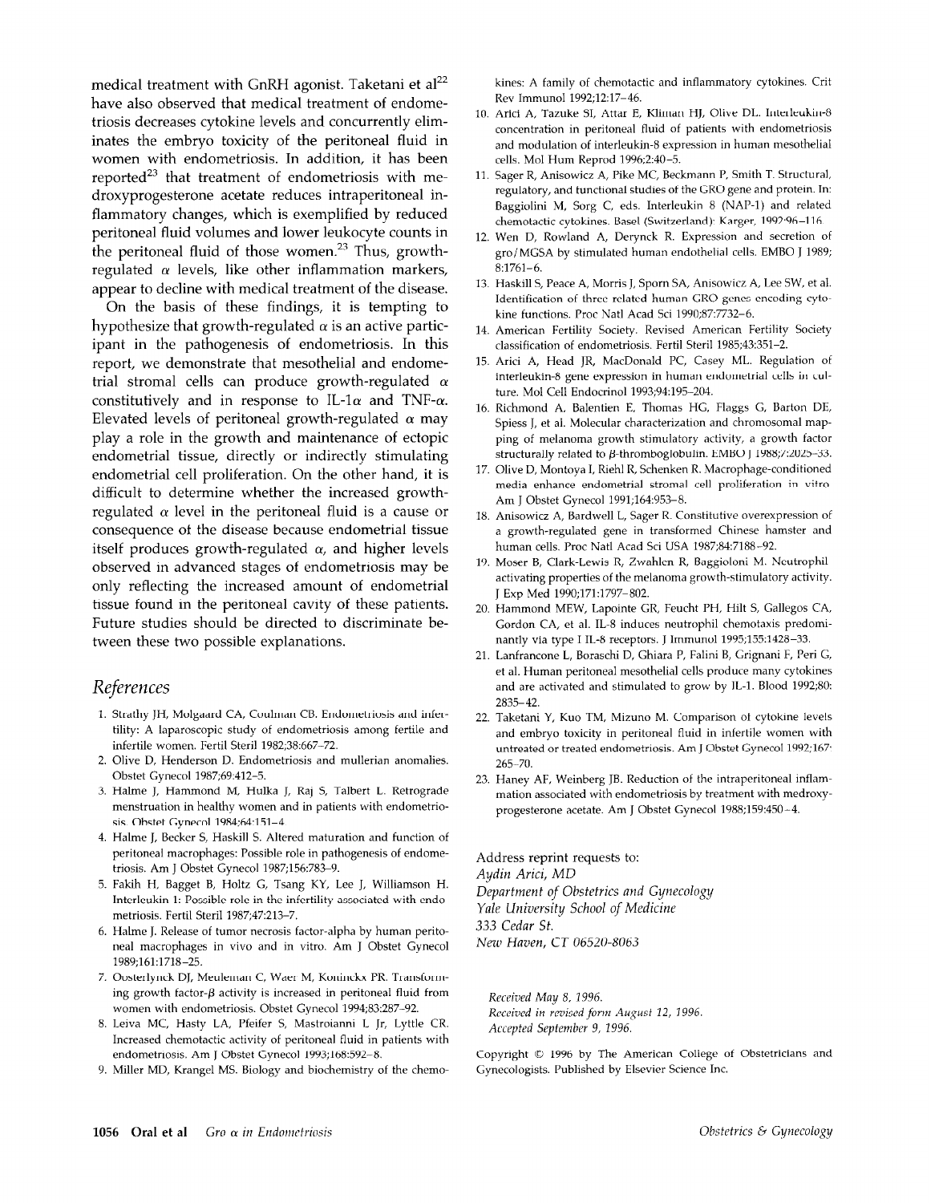medical treatment with GnRH agonist. Taketani et al[22] have also observed that medical treatment of endometriosis decreases cytokine levels and concurrently eliminates the embryo toxicity of the peritoneal fluid in women with endometriosis. In addition, it has been reported[23] that treatment of endometriosis with medroxyprogesterone acetate reduces intraperitoneal inflammatory changes, which is exemplified by reduced peritoneal fluid volumes and lower leukocyte counts in the peritoneal fluid of those women.[23] Thus, growth-regulated $\alpha$ levels, like other inflammation markers, appear to decline with medical treatment of the disease.

On the basis of these findings, it is tempting to hypothesize that growth-regulated $\alpha$ is an active participant in the pathogenesis of endometriosis. In this report, we demonstrate that mesothelial and endometrial stromal cells can produce growth-regulated $\alpha$ constitutively and in response to IL-1$\alpha$ and TNF-$\alpha$. Elevated levels of peritoneal growth-regulated $\alpha$ may play a role in the growth and maintenance of ectopic endometrial tissue, directly or indirectly stimulating endometrial cell proliferation. On the other hand, it is difficult to determine whether the increased growth-regulated $\alpha$ level in the peritoneal fluid is a cause or consequence of the disease because endometrial tissue itself produces growth-regulated $\alpha$, and higher levels observed in advanced stages of endometriosis may be only reflecting the increased amount of endometrial tissue found in the peritoneal cavity of these patients. Future studies should be directed to discriminate between these two possible explanations.

## References

1. Strathy JH, Molgaard CA, Coulman CB. Endometriosis and infertility: A laparoscopic study of endometriosis among fertile and infertile women. Fertil Steril 1982;38:667–72.
2. Olive D, Henderson D. Endometriosis and mullerian anomalies. Obstet Gynecol 1987;69:412–5.
3. Halme J, Hammond M, Hulka J, Raj S, Talbert L. Retrograde menstruation in healthy women and in patients with endometriosis. Obstet Gynecol 1984;64:151–4.
4. Halme J, Becker S, Haskill S. Altered maturation and function of peritoneal macrophages: Possible role in pathogenesis of endometriosis. Am J Obstet Gynecol 1987;156:783–9.
5. Fakih H, Bagget B, Holtz G, Tsang KY, Lee J, Williamson H. Interleukin 1: Possible role in the infertility associated with endometriosis. Fertil Steril 1987;47:213–7.
6. Halme J. Release of tumor necrosis factor-alpha by human peritoneal macrophages in vivo and in vitro. Am J Obstet Gynecol 1989;161:1718–25.
7. Oosterlynck DJ, Meuleman C, Waer M, Koninckx PR. Transforming growth factor-$\beta$ activity is increased in peritoneal fluid from women with endometriosis. Obstet Gynecol 1994;83:287–92.
8. Leiva MC, Hasty LA, Pfeifer S, Mastroianni L Jr, Lyttle CR. Increased chemotactic activity of peritoneal fluid in patients with endometriosis. Am J Obstet Gynecol 1993;168:592–8.
9. Miller MD, Krangel MS. Biology and biochemistry of the chemokines: A family of chemotactic and inflammatory cytokines. Crit Rev Immunol 1992;12:17–46.
10. Arici A, Tazuke SI, Attar E, Kliman HJ, Olive DL. Interleukin-8 concentration in peritoneal fluid of patients with endometriosis and modulation of interleukin-8 expression in human mesothelial cells. Mol Hum Reprod 1996;2:40–5.
11. Sager R, Anisowicz A, Pike MC, Beckmann P, Smith T. Structural, regulatory, and functional studies of the GRO gene and protein. In: Baggiolini M, Sorg C, eds. Interleukin 8 (NAP-1) and related chemotactic cytokines. Basel (Switzerland): Karger, 1992:96–116.
12. Wen D, Rowland A, Derynck R. Expression and secretion of gro/MGSA by stimulated human endothelial cells. EMBO J 1989; 8:1761–6.
13. Haskill S, Peace A, Morris J, Sporn SA, Anisowicz A, Lee SW, et al. Identification of three related human GRO genes encoding cytokine functions. Proc Natl Acad Sci 1990;87:7732–6.
14. American Fertility Society. Revised American Fertility Society classification of endometriosis. Fertil Steril 1985;43:351–2.
15. Arici A, Head JR, MacDonald PC, Casey ML. Regulation of interleukin-8 gene expression in human endometrial cells in culture. Mol Cell Endocrinol 1993;94:195–204.
16. Richmond A, Balentien E, Thomas HG, Flaggs G, Barton DE, Spiess J, et al. Molecular characterization and chromosomal mapping of melanoma growth stimulatory activity, a growth factor structurally related to $\beta$-thromboglobulin. EMBO J 1988;7:2025–33.
17. Olive D, Montoya I, Riehl R, Schenken R. Macrophage-conditioned media enhance endometrial stromal cell proliferation in vitro. Am J Obstet Gynecol 1991;164:953–8.
18. Anisowicz A, Bardwell L, Sager R. Constitutive overexpression of a growth-regulated gene in transformed Chinese hamster and human cells. Proc Natl Acad Sci USA 1987;84:7188–92.
19. Moser B, Clark-Lewis R, Zwahlen R, Baggioloni M. Neutrophil activating properties of the melanoma growth-stimulatory activity. J Exp Med 1990;171:1797–802.
20. Hammond MEW, Lapointe GR, Feucht PH, Hilt S, Gallegos CA, Gordon CA, et al. IL-8 induces neutrophil chemotaxis predominantly via type I IL-8 receptors. J Immunol 1995;155:1428–33.
21. Lanfrancone L, Boraschi D, Ghiara P, Falini B, Grignani F, Peri G, et al. Human peritoneal mesothelial cells produce many cytokines and are activated and stimulated to grow by IL-1. Blood 1992;80: 2835–42.
22. Taketani Y, Kuo TM, Mizuno M. Comparison of cytokine levels and embryo toxicity in peritoneal fluid in infertile women with untreated or treated endometriosis. Am J Obstet Gynecol 1992;167: 265–70.
23. Haney AF, Weinberg JB. Reduction of the intraperitoneal inflammation associated with endometriosis by treatment with medroxyprogesterone acetate. Am J Obstet Gynecol 1988;159:450–4.

Address reprint requests to:
*Aydin Arici, MD*
*Department of Obstetrics and Gynecology*
*Yale University School of Medicine*
*333 Cedar St.*
*New Haven, CT 06520-8063*

*Received May 8, 1996.*
*Received in revised form August 12, 1996.*
*Accepted September 9, 1996.*

Copyright © 1996 by The American College of Obstetricians and Gynecologists. Published by Elsevier Science Inc.